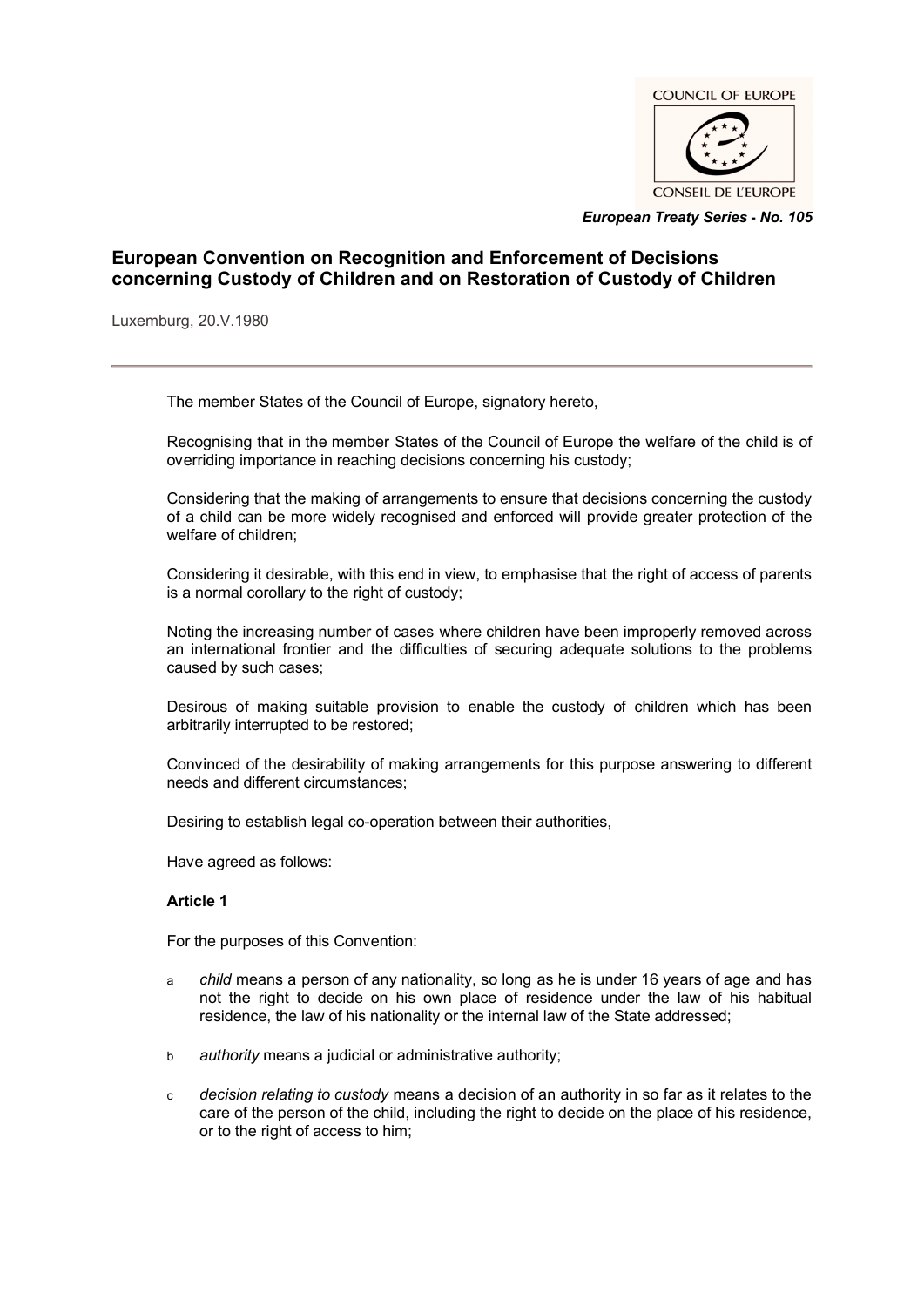COUNCIL OF EUROPE

CONSEIL DE L'EUROPE

*European Treaty Series - No. 105*

# European Convention on Recognition and Enforcement of Decisions concerning Custody of Children and on Restoration of Custody of Children

Luxemburg, 20.V.1980

---

The member States of the Council of Europe, signatory hereto,

Recognising that in the member States of the Council of Europe the welfare of the child is of overriding importance in reaching decisions concerning his custody;

Considering that the making of arrangements to ensure that decisions concerning the custody of a child can be more widely recognised and enforced will provide greater protection of the welfare of children;

Considering it desirable, with this end in view, to emphasise that the right of access of parents is a normal corollary to the right of custody;

Noting the increasing number of cases where children have been improperly removed across an international frontier and the difficulties of securing adequate solutions to the problems caused by such cases;

Desirous of making suitable provision to enable the custody of children which has been arbitrarily interrupted to be restored;

Convinced of the desirability of making arrangements for this purpose answering to different needs and different circumstances;

Desiring to establish legal co-operation between their authorities,

Have agreed as follows:

**Article 1**

For the purposes of this Convention:

a *child* means a person of any nationality, so long as he is under 16 years of age and has not the right to decide on his own place of residence under the law of his habitual residence, the law of his nationality or the internal law of the State addressed;

b *authority* means a judicial or administrative authority;

c *decision relating to custody* means a decision of an authority in so far as it relates to the care of the person of the child, including the right to decide on the place of his residence, or to the right of access to him;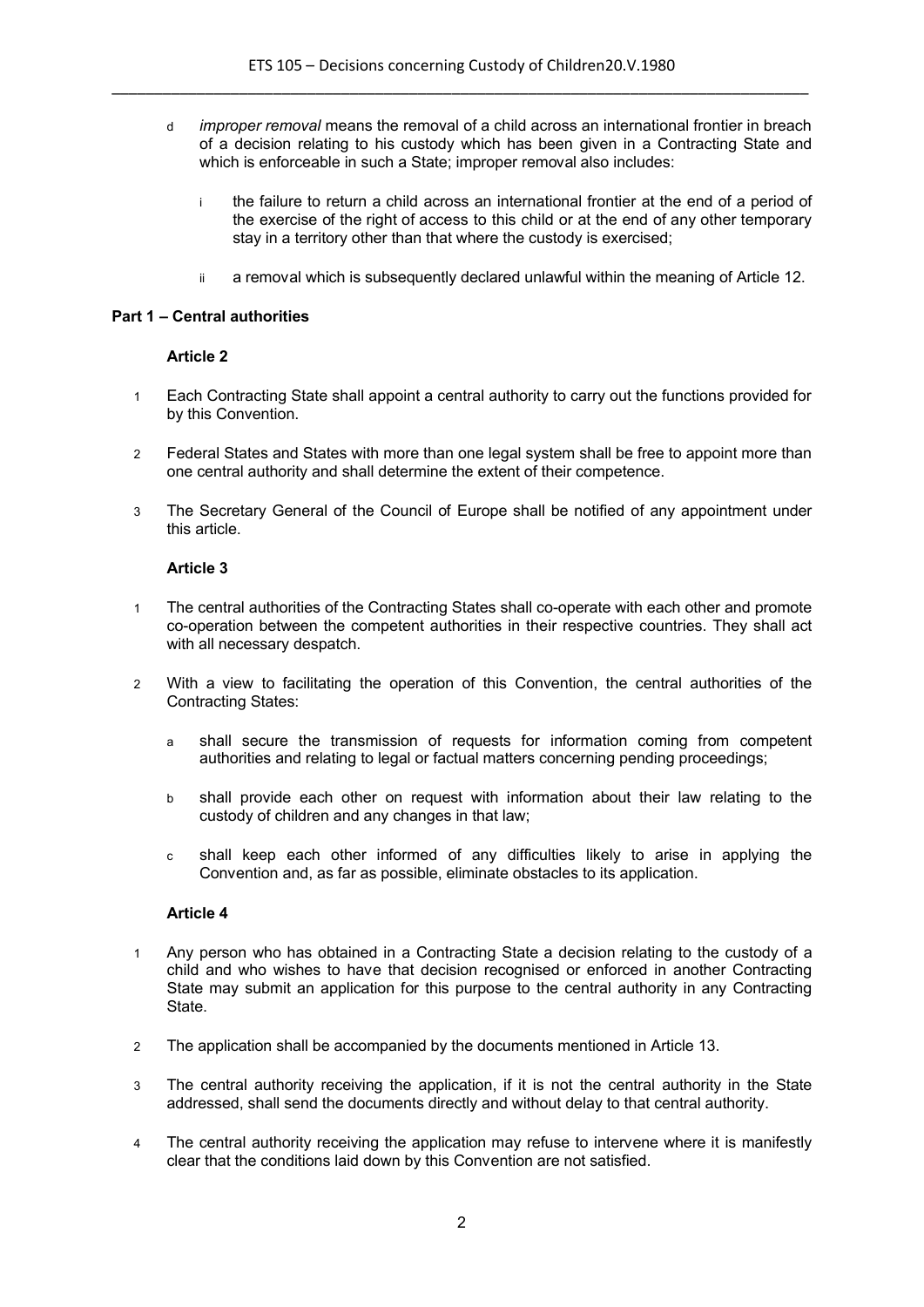d *improper removal* means the removal of a child across an international frontier in breach of a decision relating to his custody which has been given in a Contracting State and which is enforceable in such a State; improper removal also includes:

   i the failure to return a child across an international frontier at the end of a period of the exercise of the right of access to this child or at the end of any other temporary stay in a territory other than that where the custody is exercised;

   ii a removal which is subsequently declared unlawful within the meaning of Article 12.

## Part 1 – Central authorities

### Article 2

1 Each Contracting State shall appoint a central authority to carry out the functions provided for by this Convention.

2 Federal States and States with more than one legal system shall be free to appoint more than one central authority and shall determine the extent of their competence.

3 The Secretary General of the Council of Europe shall be notified of any appointment under this article.

### Article 3

1 The central authorities of the Contracting States shall co-operate with each other and promote co-operation between the competent authorities in their respective countries. They shall act with all necessary despatch.

2 With a view to facilitating the operation of this Convention, the central authorities of the Contracting States:

   a shall secure the transmission of requests for information coming from competent authorities and relating to legal or factual matters concerning pending proceedings;

   b shall provide each other on request with information about their law relating to the custody of children and any changes in that law;

   c shall keep each other informed of any difficulties likely to arise in applying the Convention and, as far as possible, eliminate obstacles to its application.

### Article 4

1 Any person who has obtained in a Contracting State a decision relating to the custody of a child and who wishes to have that decision recognised or enforced in another Contracting State may submit an application for this purpose to the central authority in any Contracting State.

2 The application shall be accompanied by the documents mentioned in Article 13.

3 The central authority receiving the application, if it is not the central authority in the State addressed, shall send the documents directly and without delay to that central authority.

4 The central authority receiving the application may refuse to intervene where it is manifestly clear that the conditions laid down by this Convention are not satisfied.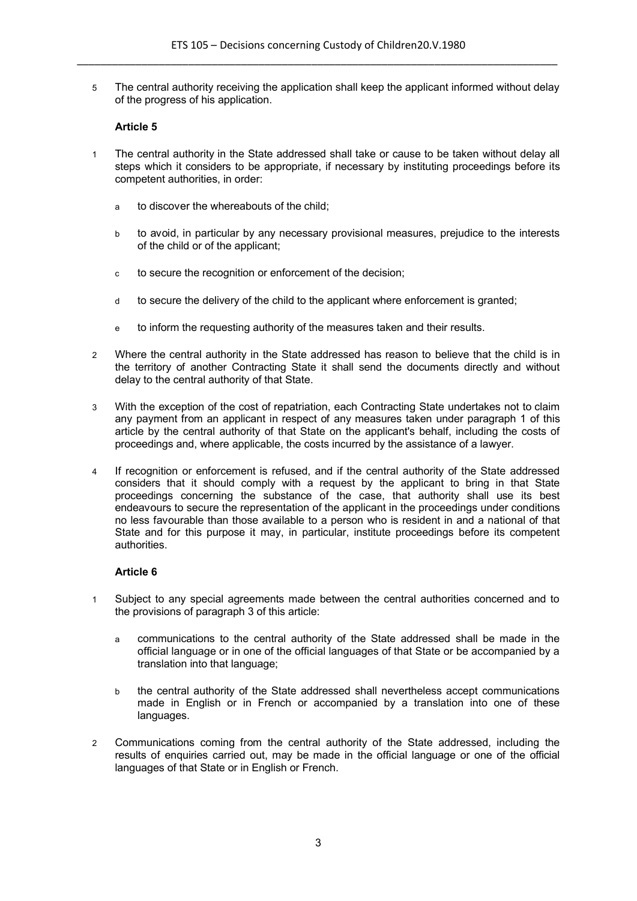5 The central authority receiving the application shall keep the applicant informed without delay of the progress of his application.

**Article 5**

1 The central authority in the State addressed shall take or cause to be taken without delay all steps which it considers to be appropriate, if necessary by instituting proceedings before its competent authorities, in order:

   a to discover the whereabouts of the child;

   b to avoid, in particular by any necessary provisional measures, prejudice to the interests of the child or of the applicant;

   c to secure the recognition or enforcement of the decision;

   d to secure the delivery of the child to the applicant where enforcement is granted;

   e to inform the requesting authority of the measures taken and their results.

2 Where the central authority in the State addressed has reason to believe that the child is in the territory of another Contracting State it shall send the documents directly and without delay to the central authority of that State.

3 With the exception of the cost of repatriation, each Contracting State undertakes not to claim any payment from an applicant in respect of any measures taken under paragraph 1 of this article by the central authority of that State on the applicant's behalf, including the costs of proceedings and, where applicable, the costs incurred by the assistance of a lawyer.

4 If recognition or enforcement is refused, and if the central authority of the State addressed considers that it should comply with a request by the applicant to bring in that State proceedings concerning the substance of the case, that authority shall use its best endeavours to secure the representation of the applicant in the proceedings under conditions no less favourable than those available to a person who is resident in and a national of that State and for this purpose it may, in particular, institute proceedings before its competent authorities.

**Article 6**

1 Subject to any special agreements made between the central authorities concerned and to the provisions of paragraph 3 of this article:

   a communications to the central authority of the State addressed shall be made in the official language or in one of the official languages of that State or be accompanied by a translation into that language;

   b the central authority of the State addressed shall nevertheless accept communications made in English or in French or accompanied by a translation into one of these languages.

2 Communications coming from the central authority of the State addressed, including the results of enquiries carried out, may be made in the official language or one of the official languages of that State or in English or French.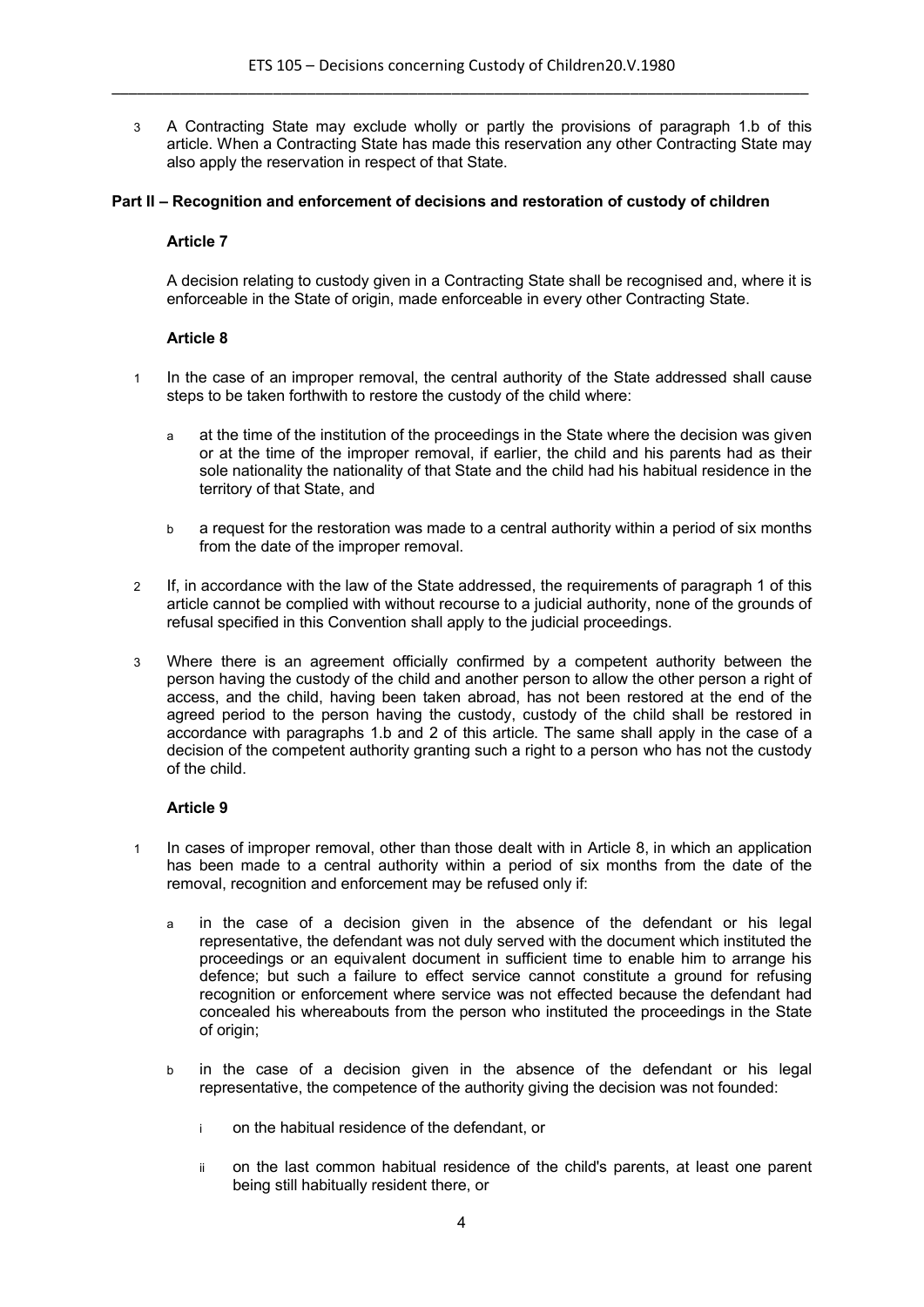3 A Contracting State may exclude wholly or partly the provisions of paragraph 1.b of this article. When a Contracting State has made this reservation any other Contracting State may also apply the reservation in respect of that State.

## Part II – Recognition and enforcement of decisions and restoration of custody of children

### Article 7

A decision relating to custody given in a Contracting State shall be recognised and, where it is enforceable in the State of origin, made enforceable in every other Contracting State.

### Article 8

1 In the case of an improper removal, the central authority of the State addressed shall cause steps to be taken forthwith to restore the custody of the child where:

   a at the time of the institution of the proceedings in the State where the decision was given or at the time of the improper removal, if earlier, the child and his parents had as their sole nationality the nationality of that State and the child had his habitual residence in the territory of that State, and

   b a request for the restoration was made to a central authority within a period of six months from the date of the improper removal.

2 If, in accordance with the law of the State addressed, the requirements of paragraph 1 of this article cannot be complied with without recourse to a judicial authority, none of the grounds of refusal specified in this Convention shall apply to the judicial proceedings.

3 Where there is an agreement officially confirmed by a competent authority between the person having the custody of the child and another person to allow the other person a right of access, and the child, having been taken abroad, has not been restored at the end of the agreed period to the person having the custody, custody of the child shall be restored in accordance with paragraphs 1.b and 2 of this article. The same shall apply in the case of a decision of the competent authority granting such a right to a person who has not the custody of the child.

### Article 9

1 In cases of improper removal, other than those dealt with in Article 8, in which an application has been made to a central authority within a period of six months from the date of the removal, recognition and enforcement may be refused only if:

   a in the case of a decision given in the absence of the defendant or his legal representative, the defendant was not duly served with the document which instituted the proceedings or an equivalent document in sufficient time to enable him to arrange his defence; but such a failure to effect service cannot constitute a ground for refusing recognition or enforcement where service was not effected because the defendant had concealed his whereabouts from the person who instituted the proceedings in the State of origin;

   b in the case of a decision given in the absence of the defendant or his legal representative, the competence of the authority giving the decision was not founded:

      i on the habitual residence of the defendant, or

      ii on the last common habitual residence of the child's parents, at least one parent being still habitually resident there, or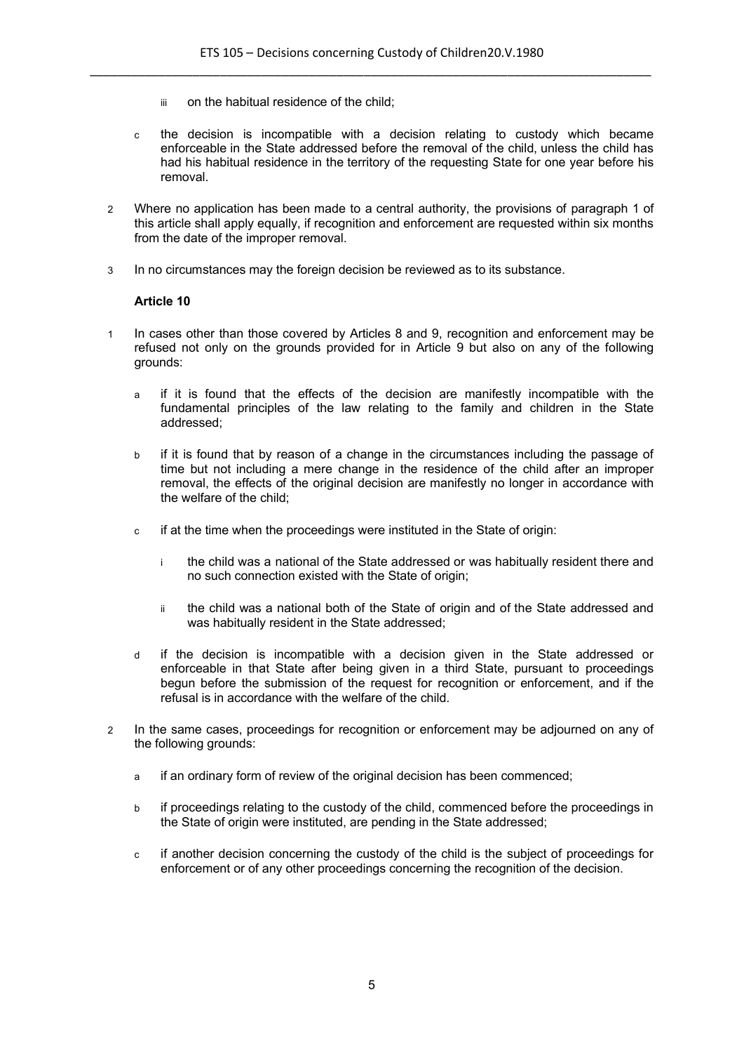iii on the habitual residence of the child;

c the decision is incompatible with a decision relating to custody which became enforceable in the State addressed before the removal of the child, unless the child has had his habitual residence in the territory of the requesting State for one year before his removal.

2 Where no application has been made to a central authority, the provisions of paragraph 1 of this article shall apply equally, if recognition and enforcement are requested within six months from the date of the improper removal.

3 In no circumstances may the foreign decision be reviewed as to its substance.

**Article 10**

1 In cases other than those covered by Articles 8 and 9, recognition and enforcement may be refused not only on the grounds provided for in Article 9 but also on any of the following grounds:

a if it is found that the effects of the decision are manifestly incompatible with the fundamental principles of the law relating to the family and children in the State addressed;

b if it is found that by reason of a change in the circumstances including the passage of time but not including a mere change in the residence of the child after an improper removal, the effects of the original decision are manifestly no longer in accordance with the welfare of the child;

c if at the time when the proceedings were instituted in the State of origin:

i the child was a national of the State addressed or was habitually resident there and no such connection existed with the State of origin;

ii the child was a national both of the State of origin and of the State addressed and was habitually resident in the State addressed;

d if the decision is incompatible with a decision given in the State addressed or enforceable in that State after being given in a third State, pursuant to proceedings begun before the submission of the request for recognition or enforcement, and if the refusal is in accordance with the welfare of the child.

2 In the same cases, proceedings for recognition or enforcement may be adjourned on any of the following grounds:

a if an ordinary form of review of the original decision has been commenced;

b if proceedings relating to the custody of the child, commenced before the proceedings in the State of origin were instituted, are pending in the State addressed;

c if another decision concerning the custody of the child is the subject of proceedings for enforcement or of any other proceedings concerning the recognition of the decision.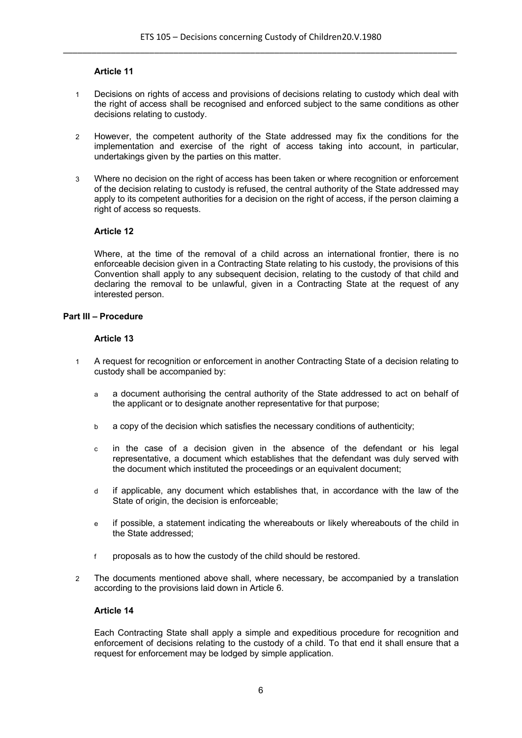### Article 11

1 Decisions on rights of access and provisions of decisions relating to custody which deal with the right of access shall be recognised and enforced subject to the same conditions as other decisions relating to custody.

2 However, the competent authority of the State addressed may fix the conditions for the implementation and exercise of the right of access taking into account, in particular, undertakings given by the parties on this matter.

3 Where no decision on the right of access has been taken or where recognition or enforcement of the decision relating to custody is refused, the central authority of the State addressed may apply to its competent authorities for a decision on the right of access, if the person claiming a right of access so requests.

### Article 12

Where, at the time of the removal of a child across an international frontier, there is no enforceable decision given in a Contracting State relating to his custody, the provisions of this Convention shall apply to any subsequent decision, relating to the custody of that child and declaring the removal to be unlawful, given in a Contracting State at the request of any interested person.

## Part III – Procedure

### Article 13

1 A request for recognition or enforcement in another Contracting State of a decision relating to custody shall be accompanied by:

a a document authorising the central authority of the State addressed to act on behalf of the applicant or to designate another representative for that purpose;

b a copy of the decision which satisfies the necessary conditions of authenticity;

c in the case of a decision given in the absence of the defendant or his legal representative, a document which establishes that the defendant was duly served with the document which instituted the proceedings or an equivalent document;

d if applicable, any document which establishes that, in accordance with the law of the State of origin, the decision is enforceable;

e if possible, a statement indicating the whereabouts or likely whereabouts of the child in the State addressed;

f proposals as to how the custody of the child should be restored.

2 The documents mentioned above shall, where necessary, be accompanied by a translation according to the provisions laid down in Article 6.

### Article 14

Each Contracting State shall apply a simple and expeditious procedure for recognition and enforcement of decisions relating to the custody of a child. To that end it shall ensure that a request for enforcement may be lodged by simple application.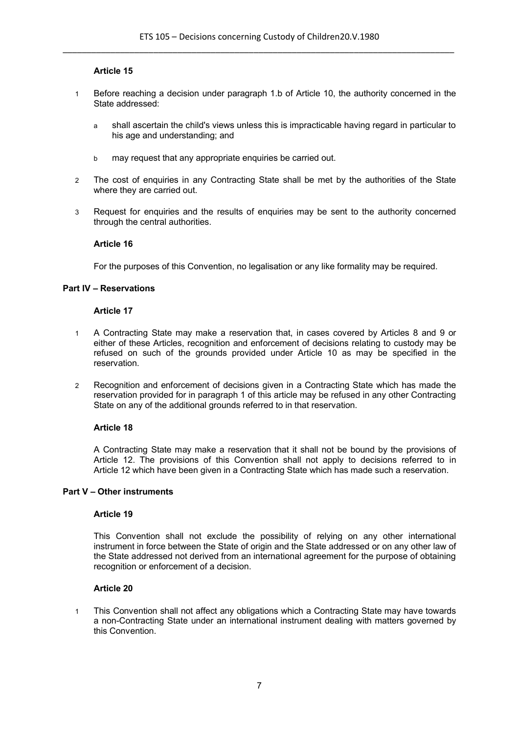**Article 15**

1 Before reaching a decision under paragraph 1.b of Article 10, the authority concerned in the State addressed:

   a shall ascertain the child's views unless this is impracticable having regard in particular to his age and understanding; and

   b may request that any appropriate enquiries be carried out.

2 The cost of enquiries in any Contracting State shall be met by the authorities of the State where they are carried out.

3 Request for enquiries and the results of enquiries may be sent to the authority concerned through the central authorities.

**Article 16**

For the purposes of this Convention, no legalisation or any like formality may be required.

## Part IV – Reservations

**Article 17**

1 A Contracting State may make a reservation that, in cases covered by Articles 8 and 9 or either of these Articles, recognition and enforcement of decisions relating to custody may be refused on such of the grounds provided under Article 10 as may be specified in the reservation.

2 Recognition and enforcement of decisions given in a Contracting State which has made the reservation provided for in paragraph 1 of this article may be refused in any other Contracting State on any of the additional grounds referred to in that reservation.

**Article 18**

A Contracting State may make a reservation that it shall not be bound by the provisions of Article 12. The provisions of this Convention shall not apply to decisions referred to in Article 12 which have been given in a Contracting State which has made such a reservation.

## Part V – Other instruments

**Article 19**

This Convention shall not exclude the possibility of relying on any other international instrument in force between the State of origin and the State addressed or on any other law of the State addressed not derived from an international agreement for the purpose of obtaining recognition or enforcement of a decision.

**Article 20**

1 This Convention shall not affect any obligations which a Contracting State may have towards a non-Contracting State under an international instrument dealing with matters governed by this Convention.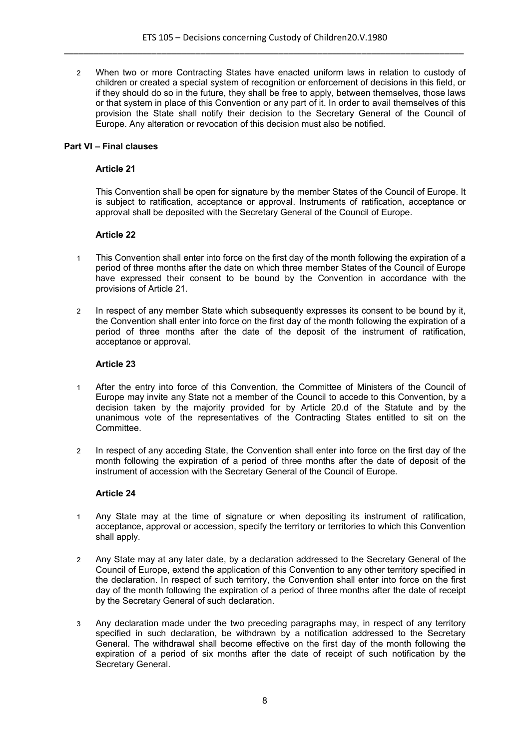2 When two or more Contracting States have enacted uniform laws in relation to custody of children or created a special system of recognition or enforcement of decisions in this field, or if they should do so in the future, they shall be free to apply, between themselves, those laws or that system in place of this Convention or any part of it. In order to avail themselves of this provision the State shall notify their decision to the Secretary General of the Council of Europe. Any alteration or revocation of this decision must also be notified.

## Part VI – Final clauses

### Article 21

This Convention shall be open for signature by the member States of the Council of Europe. It is subject to ratification, acceptance or approval. Instruments of ratification, acceptance or approval shall be deposited with the Secretary General of the Council of Europe.

### Article 22

1 This Convention shall enter into force on the first day of the month following the expiration of a period of three months after the date on which three member States of the Council of Europe have expressed their consent to be bound by the Convention in accordance with the provisions of Article 21.

2 In respect of any member State which subsequently expresses its consent to be bound by it, the Convention shall enter into force on the first day of the month following the expiration of a period of three months after the date of the deposit of the instrument of ratification, acceptance or approval.

### Article 23

1 After the entry into force of this Convention, the Committee of Ministers of the Council of Europe may invite any State not a member of the Council to accede to this Convention, by a decision taken by the majority provided for by Article 20.d of the Statute and by the unanimous vote of the representatives of the Contracting States entitled to sit on the Committee.

2 In respect of any acceding State, the Convention shall enter into force on the first day of the month following the expiration of a period of three months after the date of deposit of the instrument of accession with the Secretary General of the Council of Europe.

### Article 24

1 Any State may at the time of signature or when depositing its instrument of ratification, acceptance, approval or accession, specify the territory or territories to which this Convention shall apply.

2 Any State may at any later date, by a declaration addressed to the Secretary General of the Council of Europe, extend the application of this Convention to any other territory specified in the declaration. In respect of such territory, the Convention shall enter into force on the first day of the month following the expiration of a period of three months after the date of receipt by the Secretary General of such declaration.

3 Any declaration made under the two preceding paragraphs may, in respect of any territory specified in such declaration, be withdrawn by a notification addressed to the Secretary General. The withdrawal shall become effective on the first day of the month following the expiration of a period of six months after the date of receipt of such notification by the Secretary General.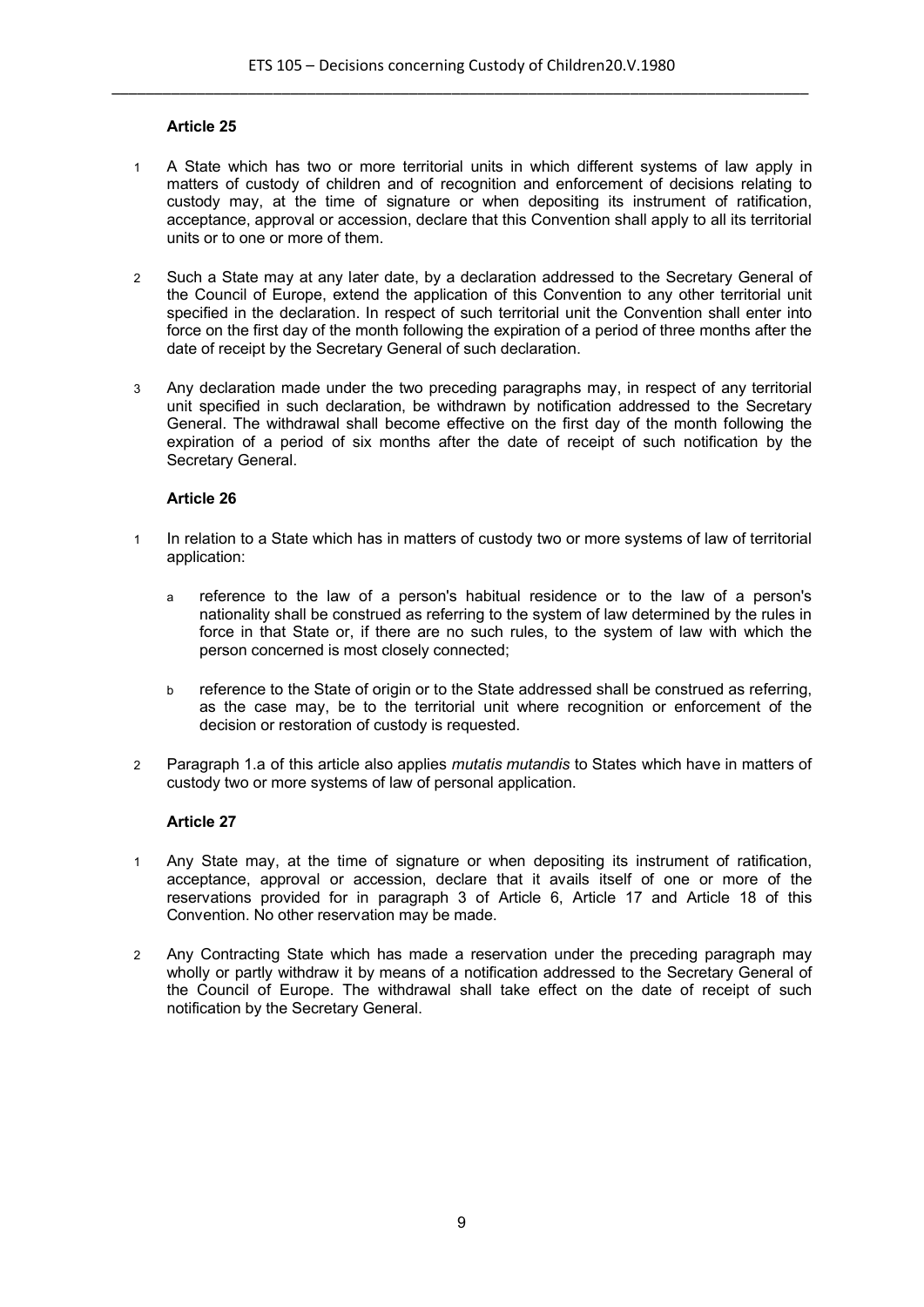**Article 25**

1 A State which has two or more territorial units in which different systems of law apply in matters of custody of children and of recognition and enforcement of decisions relating to custody may, at the time of signature or when depositing its instrument of ratification, acceptance, approval or accession, declare that this Convention shall apply to all its territorial units or to one or more of them.

2 Such a State may at any later date, by a declaration addressed to the Secretary General of the Council of Europe, extend the application of this Convention to any other territorial unit specified in the declaration. In respect of such territorial unit the Convention shall enter into force on the first day of the month following the expiration of a period of three months after the date of receipt by the Secretary General of such declaration.

3 Any declaration made under the two preceding paragraphs may, in respect of any territorial unit specified in such declaration, be withdrawn by notification addressed to the Secretary General. The withdrawal shall become effective on the first day of the month following the expiration of a period of six months after the date of receipt of such notification by the Secretary General.

**Article 26**

1 In relation to a State which has in matters of custody two or more systems of law of territorial application:

   a reference to the law of a person's habitual residence or to the law of a person's nationality shall be construed as referring to the system of law determined by the rules in force in that State or, if there are no such rules, to the system of law with which the person concerned is most closely connected;

   b reference to the State of origin or to the State addressed shall be construed as referring, as the case may, be to the territorial unit where recognition or enforcement of the decision or restoration of custody is requested.

2 Paragraph 1.a of this article also applies *mutatis mutandis* to States which have in matters of custody two or more systems of law of personal application.

**Article 27**

1 Any State may, at the time of signature or when depositing its instrument of ratification, acceptance, approval or accession, declare that it avails itself of one or more of the reservations provided for in paragraph 3 of Article 6, Article 17 and Article 18 of this Convention. No other reservation may be made.

2 Any Contracting State which has made a reservation under the preceding paragraph may wholly or partly withdraw it by means of a notification addressed to the Secretary General of the Council of Europe. The withdrawal shall take effect on the date of receipt of such notification by the Secretary General.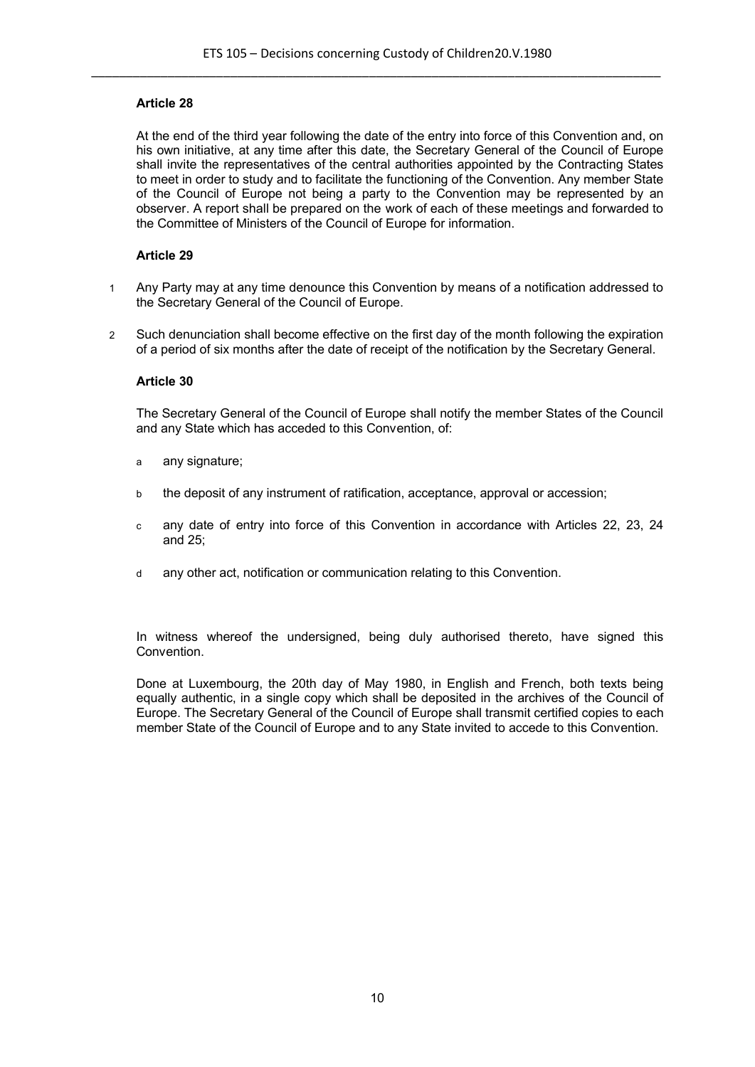### Article 28

At the end of the third year following the date of the entry into force of this Convention and, on his own initiative, at any time after this date, the Secretary General of the Council of Europe shall invite the representatives of the central authorities appointed by the Contracting States to meet in order to study and to facilitate the functioning of the Convention. Any member State of the Council of Europe not being a party to the Convention may be represented by an observer. A report shall be prepared on the work of each of these meetings and forwarded to the Committee of Ministers of the Council of Europe for information.

### Article 29

1. Any Party may at any time denounce this Convention by means of a notification addressed to the Secretary General of the Council of Europe.
2. Such denunciation shall become effective on the first day of the month following the expiration of a period of six months after the date of receipt of the notification by the Secretary General.

### Article 30

The Secretary General of the Council of Europe shall notify the member States of the Council and any State which has acceded to this Convention, of:

a. any signature;

b. the deposit of any instrument of ratification, acceptance, approval or accession;

c. any date of entry into force of this Convention in accordance with Articles 22, 23, 24 and 25;

d. any other act, notification or communication relating to this Convention.

In witness whereof the undersigned, being duly authorised thereto, have signed this Convention.

Done at Luxembourg, the 20th day of May 1980, in English and French, both texts being equally authentic, in a single copy which shall be deposited in the archives of the Council of Europe. The Secretary General of the Council of Europe shall transmit certified copies to each member State of the Council of Europe and to any State invited to accede to this Convention.